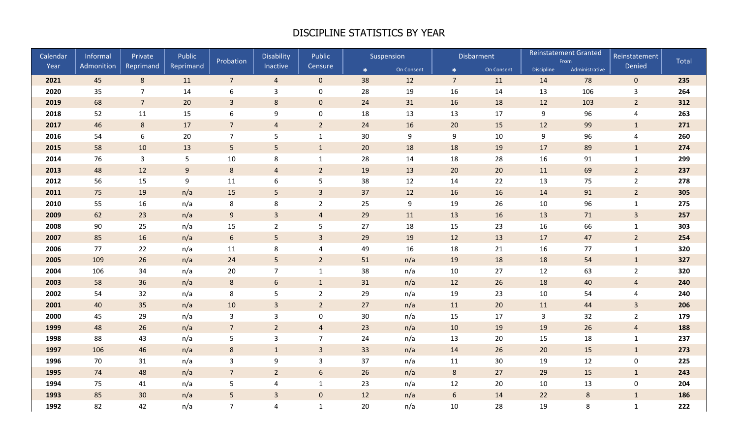# DISCIPLINE STATISTICS BY YEAR

| Calendar Year | Informal Admonition | Private Reprimand | Public Reprimand | Probation | Disability Inactive | Public Censure | Suspension | | Disbarment | | Reinstatement Granted From | | Reinstatement Denied | Total |
|---|---|---|---|---|---|---|---|---|---|---|---|---|---|---|
| | | | | | | | * | On Consent | * | On Consent | Discipline | Administrative | | |
| **2021** | 45 | 8 | 11 | 7 | 4 | 0 | 38 | 12 | 7 | 11 | 14 | 78 | 0 | **235** |
| **2020** | 35 | 7 | 14 | 6 | 3 | 0 | 28 | 19 | 16 | 14 | 13 | 106 | 3 | **264** |
| **2019** | 68 | 7 | 20 | 3 | 8 | 0 | 24 | 31 | 16 | 18 | 12 | 103 | 2 | **312** |
| **2018** | 52 | 11 | 15 | 6 | 9 | 0 | 18 | 13 | 13 | 17 | 9 | 96 | 4 | **263** |
| **2017** | 46 | 8 | 17 | 7 | 4 | 2 | 24 | 16 | 20 | 15 | 12 | 99 | 1 | **271** |
| **2016** | 54 | 6 | 20 | 7 | 5 | 1 | 30 | 9 | 9 | 10 | 9 | 96 | 4 | **260** |
| **2015** | 58 | 10 | 13 | 5 | 5 | 1 | 20 | 18 | 18 | 19 | 17 | 89 | 1 | **274** |
| **2014** | 76 | 3 | 5 | 10 | 8 | 1 | 28 | 14 | 18 | 28 | 16 | 91 | 1 | **299** |
| **2013** | 48 | 12 | 9 | 8 | 4 | 2 | 19 | 13 | 20 | 20 | 11 | 69 | 2 | **237** |
| **2012** | 56 | 15 | 9 | 11 | 6 | 5 | 38 | 12 | 14 | 22 | 13 | 75 | 2 | **278** |
| **2011** | 75 | 19 | n/a | 15 | 5 | 3 | 37 | 12 | 16 | 16 | 14 | 91 | 2 | **305** |
| **2010** | 55 | 16 | n/a | 8 | 8 | 2 | 25 | 9 | 19 | 26 | 10 | 96 | 1 | **275** |
| **2009** | 62 | 23 | n/a | 9 | 3 | 4 | 29 | 11 | 13 | 16 | 13 | 71 | 3 | **257** |
| **2008** | 90 | 25 | n/a | 15 | 2 | 5 | 27 | 18 | 15 | 23 | 16 | 66 | 1 | **303** |
| **2007** | 85 | 16 | n/a | 6 | 5 | 3 | 29 | 19 | 12 | 13 | 17 | 47 | 2 | **254** |
| **2006** | 77 | 22 | n/a | 11 | 8 | 4 | 49 | 16 | 18 | 21 | 16 | 77 | 1 | **320** |
| **2005** | 109 | 26 | n/a | 24 | 5 | 2 | 51 | n/a | 19 | 18 | 18 | 54 | 1 | **327** |
| **2004** | 106 | 34 | n/a | 20 | 7 | 1 | 38 | n/a | 10 | 27 | 12 | 63 | 2 | **320** |
| **2003** | 58 | 36 | n/a | 8 | 6 | 1 | 31 | n/a | 12 | 26 | 18 | 40 | 4 | **240** |
| **2002** | 54 | 32 | n/a | 8 | 5 | 2 | 29 | n/a | 19 | 23 | 10 | 54 | 4 | **240** |
| **2001** | 40 | 35 | n/a | 10 | 3 | 2 | 27 | n/a | 11 | 20 | 11 | 44 | 3 | **206** |
| **2000** | 45 | 29 | n/a | 3 | 3 | 0 | 30 | n/a | 15 | 17 | 3 | 32 | 2 | **179** |
| **1999** | 48 | 26 | n/a | 7 | 2 | 4 | 23 | n/a | 10 | 19 | 19 | 26 | 4 | **188** |
| **1998** | 88 | 43 | n/a | 5 | 3 | 7 | 24 | n/a | 13 | 20 | 15 | 18 | 1 | **237** |
| **1997** | 106 | 46 | n/a | 8 | 1 | 3 | 33 | n/a | 14 | 26 | 20 | 15 | 1 | **273** |
| **1996** | 70 | 31 | n/a | 3 | 9 | 3 | 37 | n/a | 11 | 30 | 19 | 12 | 0 | **225** |
| **1995** | 74 | 48 | n/a | 7 | 2 | 6 | 26 | n/a | 8 | 27 | 29 | 15 | 1 | **243** |
| **1994** | 75 | 41 | n/a | 5 | 4 | 1 | 23 | n/a | 12 | 20 | 10 | 13 | 0 | **204** |
| **1993** | 85 | 30 | n/a | 5 | 3 | 0 | 12 | n/a | 6 | 14 | 22 | 8 | 1 | **186** |
| **1992** | 82 | 42 | n/a | 7 | 4 | 1 | 20 | n/a | 10 | 28 | 19 | 8 | 1 | **222** |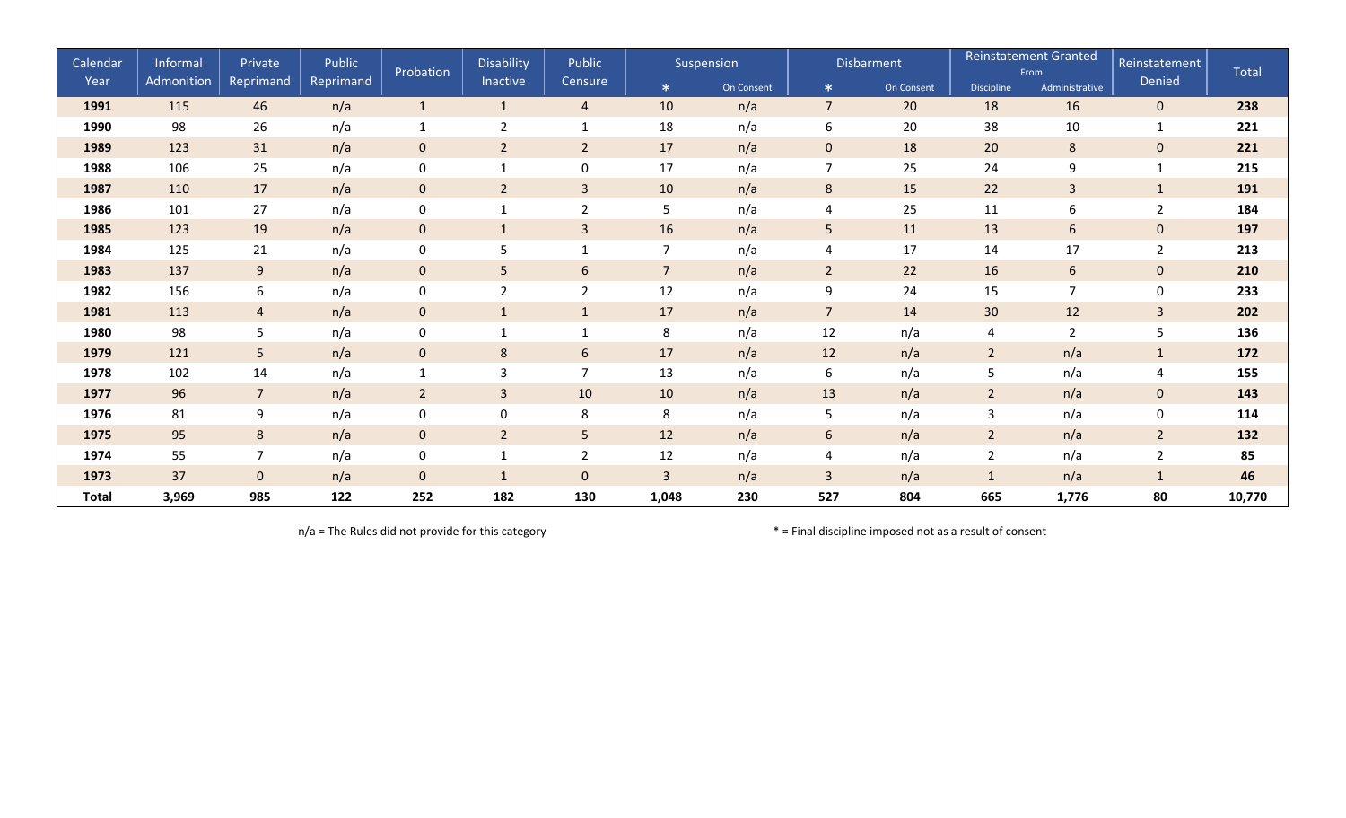| Calendar Year | Informal Admonition | Private Reprimand | Public Reprimand | Probation | Disability Inactive | Public Censure | Suspension | | Disbarment | | Reinstatement Granted From | | Reinstatement Denied | Total |
|---|---|---|---|---|---|---|---|---|---|---|---|---|---|---|
| | | | | | | | * | On Consent | * | On Consent | Discipline | Administrative | | |
| **1991** | 115 | 46 | n/a | 1 | 1 | 4 | 10 | n/a | 7 | 20 | 18 | 16 | 0 | **238** |
| **1990** | 98 | 26 | n/a | 1 | 2 | 1 | 18 | n/a | 6 | 20 | 38 | 10 | 1 | **221** |
| **1989** | 123 | 31 | n/a | 0 | 2 | 2 | 17 | n/a | 0 | 18 | 20 | 8 | 0 | **221** |
| **1988** | 106 | 25 | n/a | 0 | 1 | 0 | 17 | n/a | 7 | 25 | 24 | 9 | 1 | **215** |
| **1987** | 110 | 17 | n/a | 0 | 2 | 3 | 10 | n/a | 8 | 15 | 22 | 3 | 1 | **191** |
| **1986** | 101 | 27 | n/a | 0 | 1 | 2 | 5 | n/a | 4 | 25 | 11 | 6 | 2 | **184** |
| **1985** | 123 | 19 | n/a | 0 | 1 | 3 | 16 | n/a | 5 | 11 | 13 | 6 | 0 | **197** |
| **1984** | 125 | 21 | n/a | 0 | 5 | 1 | 7 | n/a | 4 | 17 | 14 | 17 | 2 | **213** |
| **1983** | 137 | 9 | n/a | 0 | 5 | 6 | 7 | n/a | 2 | 22 | 16 | 6 | 0 | **210** |
| **1982** | 156 | 6 | n/a | 0 | 2 | 2 | 12 | n/a | 9 | 24 | 15 | 7 | 0 | **233** |
| **1981** | 113 | 4 | n/a | 0 | 1 | 1 | 17 | n/a | 7 | 14 | 30 | 12 | 3 | **202** |
| **1980** | 98 | 5 | n/a | 0 | 1 | 1 | 8 | n/a | 12 | n/a | 4 | 2 | 5 | **136** |
| **1979** | 121 | 5 | n/a | 0 | 8 | 6 | 17 | n/a | 12 | n/a | 2 | n/a | 1 | **172** |
| **1978** | 102 | 14 | n/a | 1 | 3 | 7 | 13 | n/a | 6 | n/a | 5 | n/a | 4 | **155** |
| **1977** | 96 | 7 | n/a | 2 | 3 | 10 | 10 | n/a | 13 | n/a | 2 | n/a | 0 | **143** |
| **1976** | 81 | 9 | n/a | 0 | 0 | 8 | 8 | n/a | 5 | n/a | 3 | n/a | 0 | **114** |
| **1975** | 95 | 8 | n/a | 0 | 2 | 5 | 12 | n/a | 6 | n/a | 2 | n/a | 2 | **132** |
| **1974** | 55 | 7 | n/a | 0 | 1 | 2 | 12 | n/a | 4 | n/a | 2 | n/a | 2 | **85** |
| **1973** | 37 | 0 | n/a | 0 | 1 | 0 | 3 | n/a | 3 | n/a | 1 | n/a | 1 | **46** |
| **Total** | **3,969** | **985** | **122** | **252** | **182** | **130** | **1,048** | **230** | **527** | **804** | **665** | **1,776** | **80** | **10,770** |

n/a = The Rules did not provide for this category

* = Final discipline imposed not as a result of consent